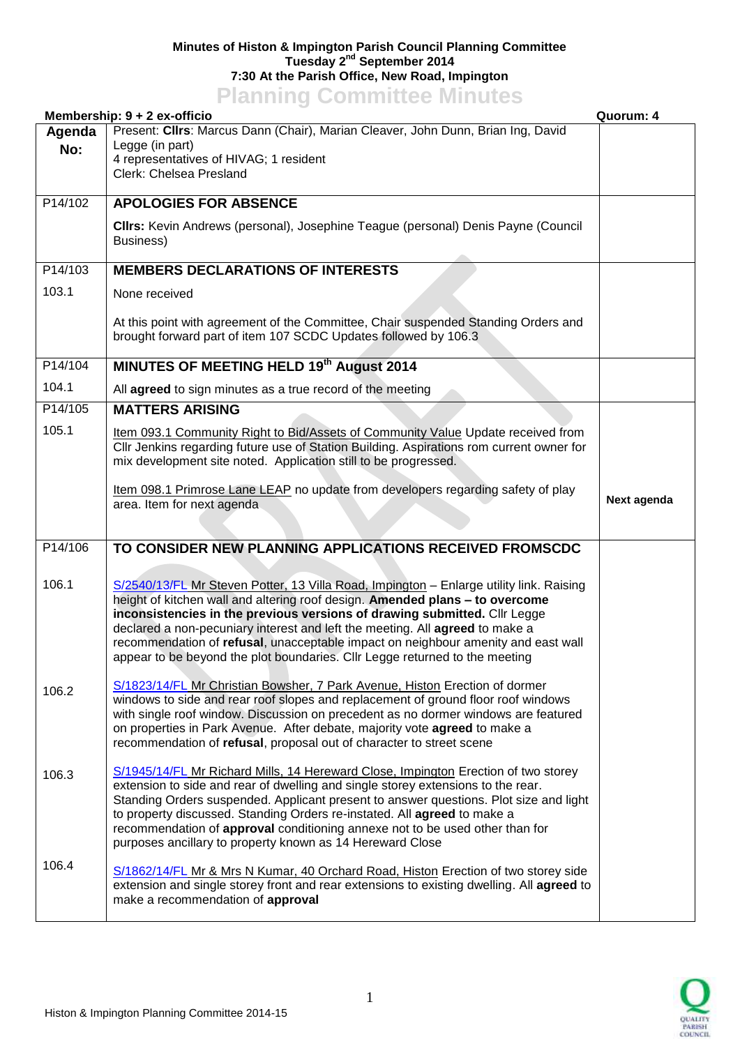**Minutes of Histon & Impington Parish Council Planning Committee**
**Tuesday 2nd September 2014**
**7:30 At the Parish Office, New Road, Impington**

# Planning Committee Minutes

**Membership: 9 + 2 ex-officio** **Quorum: 4**

| **Agenda No:** | | |
|---|---|---|
| | Present: **Cllrs**: Marcus Dann (Chair), Marian Cleaver, John Dunn, Brian Ing, David Legge (in part)<br>4 representatives of HIVAG; 1 resident<br>Clerk: Chelsea Presland | |
| P14/102 | **APOLOGIES FOR ABSENCE**<br><br>**Cllrs:** Kevin Andrews (personal), Josephine Teague (personal) Denis Payne (Council Business) | |
| P14/103 | **MEMBERS DECLARATIONS OF INTERESTS** | |
| 103.1 | None received<br><br>At this point with agreement of the Committee, Chair suspended Standing Orders and brought forward part of item 107 SCDC Updates followed by 106.3 | |
| P14/104 | **MINUTES OF MEETING HELD 19th August 2014** | |
| 104.1 | All **agreed** to sign minutes as a true record of the meeting | |
| P14/105 | **MATTERS ARISING** | |
| 105.1 | Item 093.1 Community Right to Bid/Assets of Community Value Update received from Cllr Jenkins regarding future use of Station Building. Aspirations rom current owner for mix development site noted. Application still to be progressed.<br><br>Item 098.1 Primrose Lane LEAP no update from developers regarding safety of play area. Item for next agenda | **Next agenda** |
| P14/106 | **TO CONSIDER NEW PLANNING APPLICATIONS RECEIVED FROMSCDC** | |
| 106.1 | S/2540/13/FL Mr Steven Potter, 13 Villa Road, Impington – Enlarge utility link. Raising height of kitchen wall and altering roof design. **Amended plans – to overcome inconsistencies in the previous versions of drawing submitted.** Cllr Legge declared a non-pecuniary interest and left the meeting. All **agreed** to make a recommendation of **refusal**, unacceptable impact on neighbour amenity and east wall appear to be beyond the plot boundaries. Cllr Legge returned to the meeting | |
| 106.2 | S/1823/14/FL Mr Christian Bowsher, 7 Park Avenue, Histon Erection of dormer windows to side and rear roof slopes and replacement of ground floor roof windows with single roof window. Discussion on precedent as no dormer windows are featured on properties in Park Avenue. After debate, majority vote **agreed** to make a recommendation of **refusal**, proposal out of character to street scene | |
| 106.3 | S/1945/14/FL Mr Richard Mills, 14 Hereward Close, Impington Erection of two storey extension to side and rear of dwelling and single storey extensions to the rear. Standing Orders suspended. Applicant present to answer questions. Plot size and light to property discussed. Standing Orders re-instated. All **agreed** to make a recommendation of **approval** conditioning annexe not to be used other than for purposes ancillary to property known as 14 Hereward Close | |
| 106.4 | S/1862/14/FL Mr & Mrs N Kumar, 40 Orchard Road, Histon Erection of two storey side extension and single storey front and rear extensions to existing dwelling. All **agreed** to make a recommendation of **approval** | |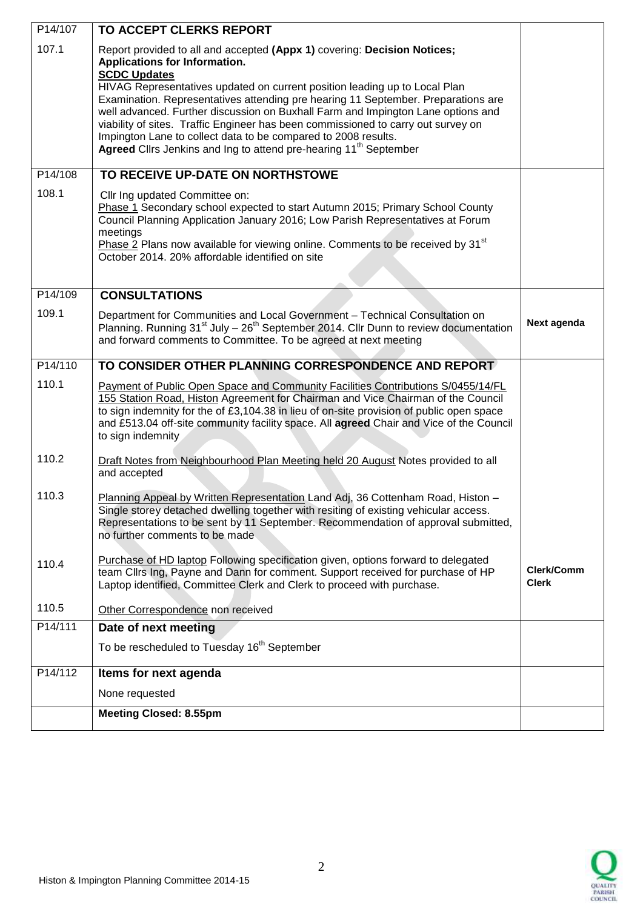| | | |
|---|---|---|
| P14/107 | **TO ACCEPT CLERKS REPORT** | |
| 107.1 | Report provided to all and accepted **(Appx 1)** covering: **Decision Notices; Applications for Information.**<br>**SCDC Updates**<br>HIVAG Representatives updated on current position leading up to Local Plan Examination. Representatives attending pre hearing 11 September. Preparations are well advanced. Further discussion on Buxhall Farm and Impington Lane options and viability of sites. Traffic Engineer has been commissioned to carry out survey on Impington Lane to collect data to be compared to 2008 results.<br>**Agreed** Cllrs Jenkins and Ing to attend pre-hearing 11th September | |
| P14/108 | **TO RECEIVE UP-DATE ON NORTHSTOWE** | |
| 108.1 | Cllr Ing updated Committee on:<br>Phase 1 Secondary school expected to start Autumn 2015; Primary School County Council Planning Application January 2016; Low Parish Representatives at Forum meetings<br>Phase 2 Plans now available for viewing online. Comments to be received by 31st October 2014. 20% affordable identified on site | |
| P14/109 | **CONSULTATIONS** | |
| 109.1 | Department for Communities and Local Government – Technical Consultation on Planning. Running 31st July – 26th September 2014. Cllr Dunn to review documentation and forward comments to Committee. To be agreed at next meeting | **Next agenda** |
| P14/110 | **TO CONSIDER OTHER PLANNING CORRESPONDENCE AND REPORT** | |
| 110.1 | Payment of Public Open Space and Community Facilities Contributions S/0455/14/FL 155 Station Road, Histon Agreement for Chairman and Vice Chairman of the Council to sign indemnity for the of £3,104.38 in lieu of on-site provision of public open space and £513.04 off-site community facility space. All **agreed** Chair and Vice of the Council to sign indemnity | |
| 110.2 | Draft Notes from Neighbourhood Plan Meeting held 20 August Notes provided to all and accepted | |
| 110.3 | Planning Appeal by Written Representation Land Adj, 36 Cottenham Road, Histon – Single storey detached dwelling together with resiting of existing vehicular access. Representations to be sent by 11 September. Recommendation of approval submitted, no further comments to be made | |
| 110.4 | Purchase of HD laptop Following specification given, options forward to delegated team Cllrs Ing, Payne and Dann for comment. Support received for purchase of HP Laptop identified, Committee Clerk and Clerk to proceed with purchase. | **Clerk/Comm Clerk** |
| 110.5 | Other Correspondence non received | |
| P14/111 | **Date of next meeting**<br>To be rescheduled to Tuesday 16th September | |
| P14/112 | **Items for next agenda**<br>None requested | |
| | **Meeting Closed: 8.55pm** | |